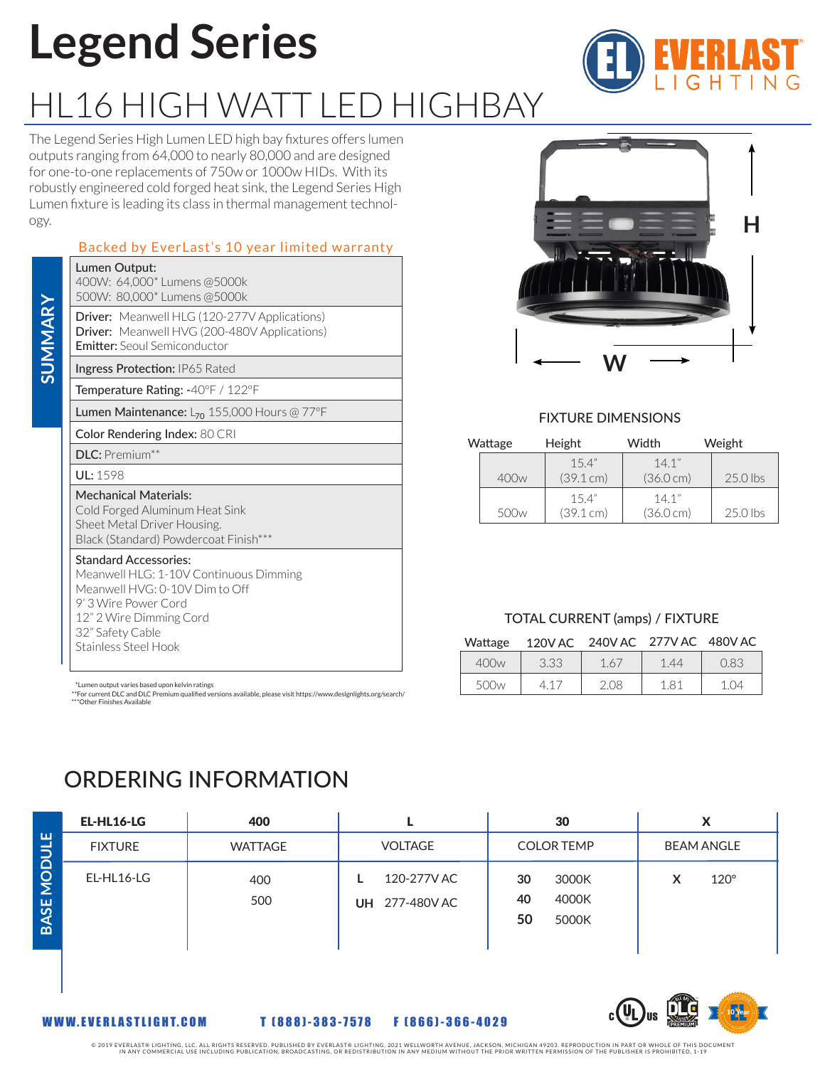# Legend Series

## HL16 HIGH WATT LED HIGHBAY

The Legend Series High Lumen LED high bay fixtures offers lumen outputs ranging from 64,000 to nearly 80,000 and are designed for one-to-one replacements of 750w or 1000w HIDs. With its robustly engineered cold forged heat sink, the Legend Series High Lumen fixture is leading its class in thermal management technology.

Backed by EverLast's 10 year limited warranty

### SUMMARY

**Lumen Output:**
400W: 64,000* Lumens @5000k
500W: 80,000* Lumens @5000k

**Driver:** Meanwell HLG (120-277V Applications)
**Driver:** Meanwell HVG (200-480V Applications)
**Emitter:** Seoul Semiconductor

**Ingress Protection:** IP65 Rated

**Temperature Rating:** -40°F / 122°F

**Lumen Maintenance:** $L_{70}$ 155,000 Hours @ 77°F

**Color Rendering Index:** 80 CRI

**DLC:** Premium**

**UL:** 1598

**Mechanical Materials:**
Cold Forged Aluminum Heat Sink
Sheet Metal Driver Housing.
Black (Standard) Powdercoat Finish***

**Standard Accessories:**
Meanwell HLG: 1-10V Continuous Dimming
Meanwell HVG: 0-10V Dim to Off
9' 3 Wire Power Cord
12" 2 Wire Dimming Cord
32" Safety Cable
Stainless Steel Hook

*Lumen output varies based upon kelvin ratings
**For current DLC and DLC Premium qualified versions available, please visit https://www.designlights.org/search/
***Other Finishes Available

### FIXTURE DIMENSIONS

| Wattage | Height | Width | Weight |
|---|---|---|---|
| 400w | 15.4" (39.1 cm) | 14.1" (36.0 cm) | 25.0 lbs |
| 500w | 15.4" (39.1 cm) | 14.1" (36.0 cm) | 25.0 lbs |

### TOTAL CURRENT (amps) / FIXTURE

| Wattage | 120V AC | 240V AC | 277V AC | 480V AC |
|---|---|---|---|---|
| 400w | 3.33 | 1.67 | 1.44 | 0.83 |
| 500w | 4.17 | 2.08 | 1.81 | 1.04 |

## ORDERING INFORMATION

### BASE MODULE

| EL-HL16-LG | 400 | L | 30 | X |
|---|---|---|---|---|
| FIXTURE | WATTAGE | VOLTAGE | COLOR TEMP | BEAM ANGLE |
| EL-HL16-LG | 400<br>500 | **L** 120-277V AC<br>**UH** 277-480V AC | **30** 3000K<br>**40** 4000K<br>**50** 5000K | **X** 120° |

WWW.EVERLASTLIGHT.COM T (888)-383-7578 F (866)-366-4029

© 2019 EVERLAST® LIGHTING, LLC. ALL RIGHTS RESERVED. PUBLISHED BY EVERLAST® LIGHTING, 2021 WELLWORTH AVENUE, JACKSON, MICHIGAN 49203. REPRODUCTION IN PART OR WHOLE OF THIS DOCUMENT IN ANY COMMERCIAL USE INCLUDING PUBLICATION, BROADCASTING, OR REDISTRIBUTION IN ANY MEDIUM WITHOUT THE PRIOR WRITTEN PERMISSION OF THE PUBLISHER IS PROHIBITED. 1-19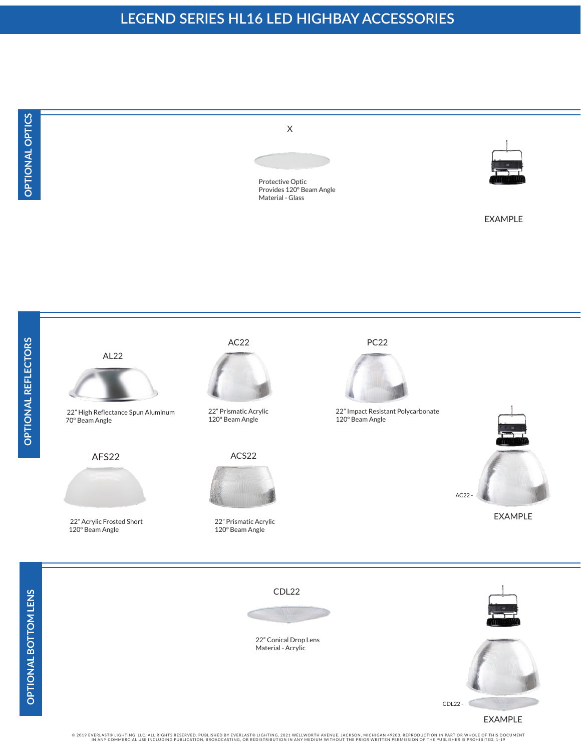# LEGEND SERIES HL16 LED HIGHBAY ACCESSORIES

## OPTIONAL OPTICS

X

Protective Optic
Provides 120º Beam Angle
Material - Glass

EXAMPLE

## OPTIONAL REFLECTORS

AL22

22" High Reflectance Spun Aluminum
70º Beam Angle

AC22

22" Prismatic Acrylic
120º Beam Angle

PC22

22" Impact Resistant Polycarbonate
120º Beam Angle

AFS22

22" Acrylic Frosted Short
120º Beam Angle

ACS22

22" Prismatic Acrylic
120º Beam Angle

AC22 -

EXAMPLE

## OPTIONAL BOTTOM LENS

CDL22

22" Conical Drop Lens
Material - Acrylic

CDL22 -

EXAMPLE

© 2019 EVERLAST® LIGHTING, LLC. ALL RIGHTS RESERVED. PUBLISHED BY EVERLAST® LIGHTING, 2021 WELLWORTH AVENUE, JACKSON, MICHIGAN 49203. REPRODUCTION IN PART OR WHOLE OF THIS DOCUMENT IN ANY COMMERCIAL USE INCLUDING PUBLICATION, BROADCASTING, OR REDISTRIBUTION IN ANY MEDIUM WITHOUT THE PRIOR WRITTEN PERMISSION OF THE PUBLISHER IS PROHIBITED. 1-19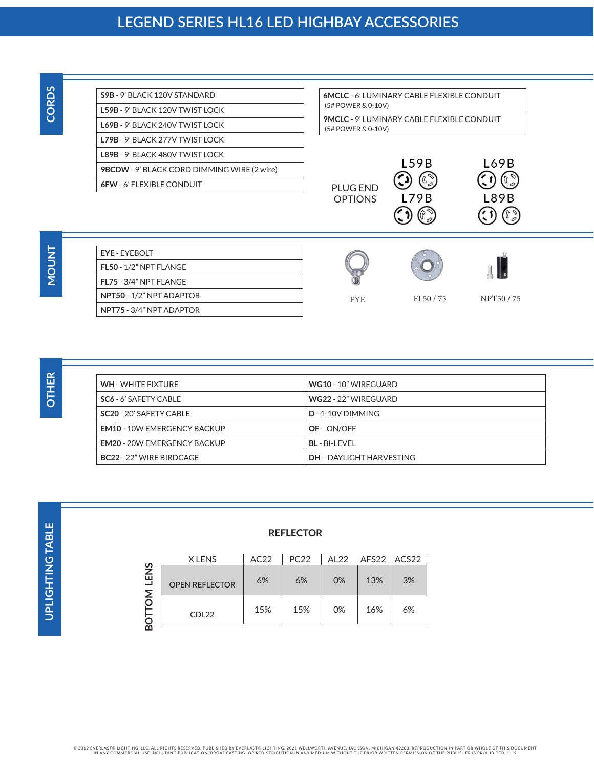# LEGEND SERIES HL16 LED HIGHBAY ACCESSORIES

## CORDS

| | |
|---|---|
| **S9B** - 9' BLACK 120V STANDARD | |
| **L59B** - 9' BLACK 120V TWIST LOCK | |
| **L69B** - 9' BLACK 240V TWIST LOCK | |
| **L79B** - 9' BLACK 277V TWIST LOCK | |
| **L89B** - 9' BLACK 480V TWIST LOCK | |
| **9BCDW** - 9' BLACK CORD DIMMING WIRE (2 wire) | |
| **6FW** - 6' FLEXIBLE CONDUIT | |

| |
|---|
| **6MCLC** - 6' LUMINARY CABLE FLEXIBLE CONDUIT (5# POWER & 0-10V) |
| **9MCLC** - 9' LUMINARY CABLE FLEXIBLE CONDUIT (5# POWER & 0-10V) |

PLUG END OPTIONS

L59B

L69B

L79B

L89B

## MOUNT

| |
|---|
| **EYE** - EYEBOLT |
| **FL50** - 1/2" NPT FLANGE |
| **FL75** - 3/4" NPT FLANGE |
| **NPT50** - 1/2" NPT ADAPTOR |
| **NPT75** - 3/4" NPT ADAPTOR |

EYE

FL50 / 75

NPT50 / 75

## OTHER

| | |
|---|---|
| **WH** - WHITE FIXTURE | **WG10** - 10" WIREGUARD |
| **SC6** - 6' SAFETY CABLE | **WG22** - 22" WIREGUARD |
| **SC20** - 20' SAFETY CABLE | **D** - 1-10V DIMMING |
| **EM10** - 10W EMERGENCY BACKUP | **OF** - ON/OFF |
| **EM20** - 20W EMERGENCY BACKUP | **BL** - BI-LEVEL |
| **BC22** - 22" WIRE BIRDCAGE | **DH** - DAYLIGHT HARVESTING |

## UPLIGHTING TABLE

**REFLECTOR**

| BOTTOM LENS | X LENS | AC22 | PC22 | AL22 | AFS22 | ACS22 |
|---|---|---|---|---|---|---|
| | OPEN REFLECTOR | 6% | 6% | 0% | 13% | 3% |
| | CDL22 | 15% | 15% | 0% | 16% | 6% |

© 2019 EVERLAST® LIGHTING, LLC. ALL RIGHTS RESERVED. PUBLISHED BY EVERLAST® LIGHTING, 2021 WELLWORTH AVENUE, JACKSON, MICHIGAN 49203. REPRODUCTION IN PART OR WHOLE OF THIS DOCUMENT IN ANY COMMERCIAL USE INCLUDING PUBLICATION, BROADCASTING, OR REDISTRIBUTION IN ANY MEDIUM WITHOUT THE PRIOR WRITTEN PERMISSION OF THE PUBLISHER IS PROHIBITED. 1-19